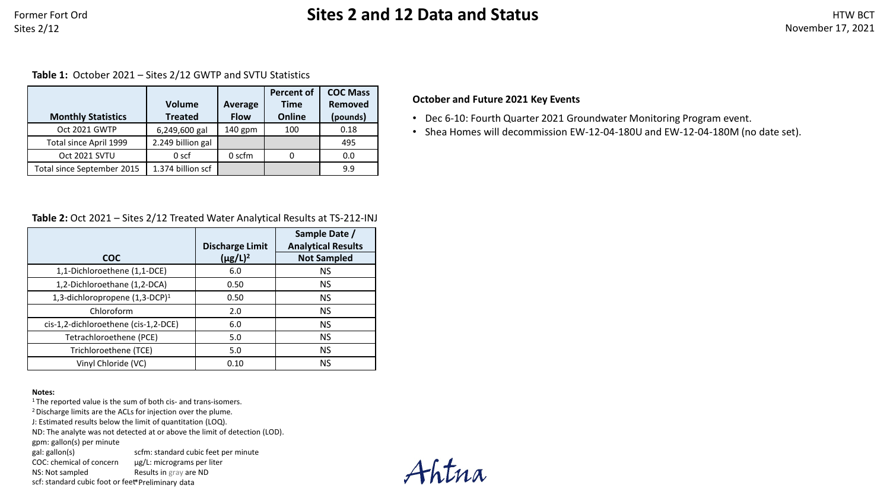# Sites 2 and 12 Data and Status

Former Fort Ord
Sites 2/12

HTW BCT
November 17, 2021

**Table 1:** October 2021 – Sites 2/12 GWTP and SVTU Statistics

| Monthly Statistics | Volume Treated | Average Flow | Percent of Time Online | COC Mass Removed (pounds) |
|---|---|---|---|---|
| Oct 2021 GWTP | 6,249,600 gal | 140 gpm | 100 | 0.18 |
| Total since April 1999 | 2.249 billion gal | | | 495 |
| Oct 2021 SVTU | 0 scf | 0 scfm | 0 | 0.0 |
| Total since September 2015 | 1.374 billion scf | | | 9.9 |

**Table 2:** Oct 2021 – Sites 2/12 Treated Water Analytical Results at TS-212-INJ

| COC | Discharge Limit (µg/L)[2] | Sample Date / Analytical Results Not Sampled |
|---|---|---|
| 1,1-Dichloroethene (1,1-DCE) | 6.0 | NS |
| 1,2-Dichloroethane (1,2-DCA) | 0.50 | NS |
| 1,3-dichloropropene (1,3-DCP)[1] | 0.50 | NS |
| Chloroform | 2.0 | NS |
| cis-1,2-dichloroethene (cis-1,2-DCE) | 6.0 | NS |
| Tetrachloroethene (PCE) | 5.0 | NS |
| Trichloroethene (TCE) | 5.0 | NS |
| Vinyl Chloride (VC) | 0.10 | NS |

**Notes:**

[1] The reported value is the sum of both cis- and trans-isomers.
[2] Discharge limits are the ACLs for injection over the plume.
J: Estimated results below the limit of quantitation (LOQ).
ND: The analyte was not detected at or above the limit of detection (LOD).
gpm: gallon(s) per minute
gal: gallon(s)
scfm: standard cubic feet per minute
COC: chemical of concern
µg/L: micrograms per liter
NS: Not sampled
Results in gray are ND
scf: standard cubic foot or feet
*Preliminary data

## October and Future 2021 Key Events

- Dec 6-10: Fourth Quarter 2021 Groundwater Monitoring Program event.
- Shea Homes will decommission EW-12-04-180U and EW-12-04-180M (no date set).

Ahtna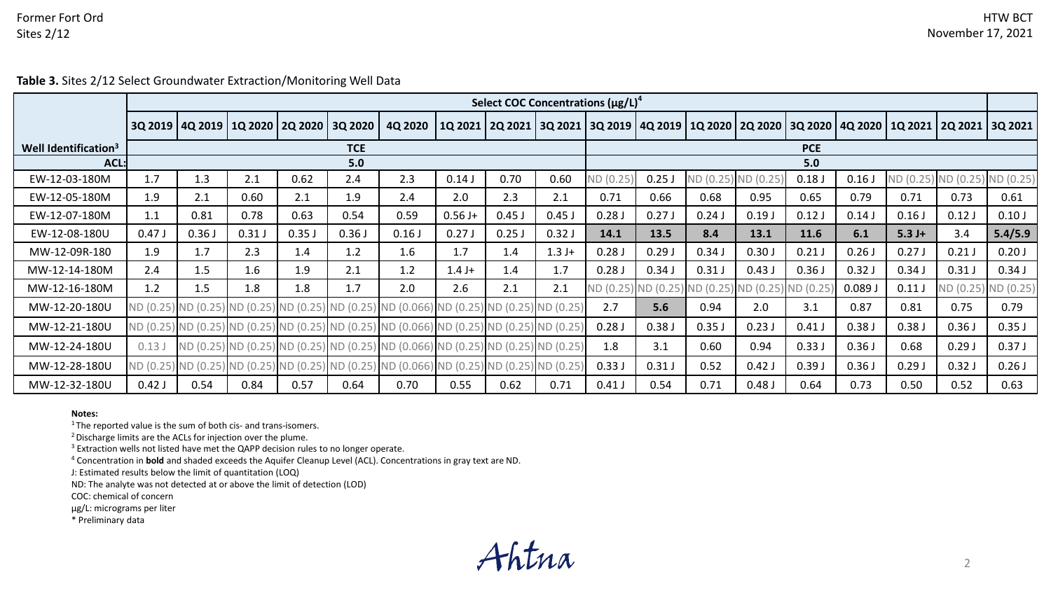**Table 3.** Sites 2/12 Select Groundwater Extraction/Monitoring Well Data

| | Select COC Concentrations (µg/L)[4] | | | | | | | | | | | | | | | | | |
|---|---|---|---|---|---|---|---|---|---|---|---|---|---|---|---|---|---|---|
| | 3Q 2019 | 4Q 2019 | 1Q 2020 | 2Q 2020 | 3Q 2020 | 4Q 2020 | 1Q 2021 | 2Q 2021 | 3Q 2021 | 3Q 2019 | 4Q 2019 | 1Q 2020 | 2Q 2020 | 3Q 2020 | 4Q 2020 | 1Q 2021 | 2Q 2021 | 3Q 2021 |
| **Well Identification[3]** | **TCE** | | | | | | | | | **PCE** | | | | | | | | |
| **ACL:** | **5.0** | | | | | | | | | **5.0** | | | | | | | | |
| EW-12-03-180M | 1.7 | 1.3 | 2.1 | 0.62 | 2.4 | 2.3 | 0.14 J | 0.70 | 0.60 | ND (0.25) | 0.25 J | ND (0.25) | ND (0.25) | 0.18 J | 0.16 J | ND (0.25) | ND (0.25) | ND (0.25) |
| EW-12-05-180M | 1.9 | 2.1 | 0.60 | 2.1 | 1.9 | 2.4 | 2.0 | 2.3 | 2.1 | 0.71 | 0.66 | 0.68 | 0.95 | 0.65 | 0.79 | 0.71 | 0.73 | 0.61 |
| EW-12-07-180M | 1.1 | 0.81 | 0.78 | 0.63 | 0.54 | 0.59 | 0.56 J+ | 0.45 J | 0.45 J | 0.28 J | 0.27 J | 0.24 J | 0.19 J | 0.12 J | 0.14 J | 0.16 J | 0.12 J | 0.10 J |
| EW-12-08-180U | 0.47 J | 0.36 J | 0.31 J | 0.35 J | 0.36 J | 0.16 J | 0.27 J | 0.25 J | 0.32 J | **14.1** | **13.5** | **8.4** | **13.1** | **11.6** | **6.1** | **5.3 J+** | 3.4 | **5.4/5.9** |
| MW-12-09R-180 | 1.9 | 1.7 | 2.3 | 1.4 | 1.2 | 1.6 | 1.7 | 1.4 | 1.3 J+ | 0.28 J | 0.29 J | 0.34 J | 0.30 J | 0.21 J | 0.26 J | 0.27 J | 0.21 J | 0.20 J |
| MW-12-14-180M | 2.4 | 1.5 | 1.6 | 1.9 | 2.1 | 1.2 | 1.4 J+ | 1.4 | 1.7 | 0.28 J | 0.34 J | 0.31 J | 0.43 J | 0.36 J | 0.32 J | 0.34 J | 0.31 J | 0.34 J |
| MW-12-16-180M | 1.2 | 1.5 | 1.8 | 1.8 | 1.7 | 2.0 | 2.6 | 2.1 | 2.1 | ND (0.25) | ND (0.25) | ND (0.25) | ND (0.25) | ND (0.25) | 0.089 J | 0.11 J | ND (0.25) | ND (0.25) |
| MW-12-20-180U | ND (0.25) | ND (0.25) | ND (0.25) | ND (0.25) | ND (0.25) | ND (0.066) | ND (0.25) | ND (0.25) | ND (0.25) | 2.7 | **5.6** | 0.94 | 2.0 | 3.1 | 0.87 | 0.81 | 0.75 | 0.79 |
| MW-12-21-180U | ND (0.25) | ND (0.25) | ND (0.25) | ND (0.25) | ND (0.25) | ND (0.066) | ND (0.25) | ND (0.25) | ND (0.25) | 0.28 J | 0.38 J | 0.35 J | 0.23 J | 0.41 J | 0.38 J | 0.38 J | 0.36 J | 0.35 J |
| MW-12-24-180U | 0.13 J | ND (0.25) | ND (0.25) | ND (0.25) | ND (0.25) | ND (0.066) | ND (0.25) | ND (0.25) | ND (0.25) | 1.8 | 3.1 | 0.60 | 0.94 | 0.33 J | 0.36 J | 0.68 | 0.29 J | 0.37 J |
| MW-12-28-180U | ND (0.25) | ND (0.25) | ND (0.25) | ND (0.25) | ND (0.25) | ND (0.066) | ND (0.25) | ND (0.25) | ND (0.25) | 0.33 J | 0.31 J | 0.52 | 0.42 J | 0.39 J | 0.36 J | 0.29 J | 0.32 J | 0.26 J |
| MW-12-32-180U | 0.42 J | 0.54 | 0.84 | 0.57 | 0.64 | 0.70 | 0.55 | 0.62 | 0.71 | 0.41 J | 0.54 | 0.71 | 0.48 J | 0.64 | 0.73 | 0.50 | 0.52 | 0.63 |

**Notes:**

[1] The reported value is the sum of both cis- and trans-isomers.

[2] Discharge limits are the ACLs for injection over the plume.

[3] Extraction wells not listed have met the QAPP decision rules to no longer operate.

[4] Concentration in **bold** and shaded exceeds the Aquifer Cleanup Level (ACL). Concentrations in gray text are ND.

J: Estimated results below the limit of quantitation (LOQ)

ND: The analyte was not detected at or above the limit of detection (LOD)

COC: chemical of concern

µg/L: micrograms per liter

* Preliminary data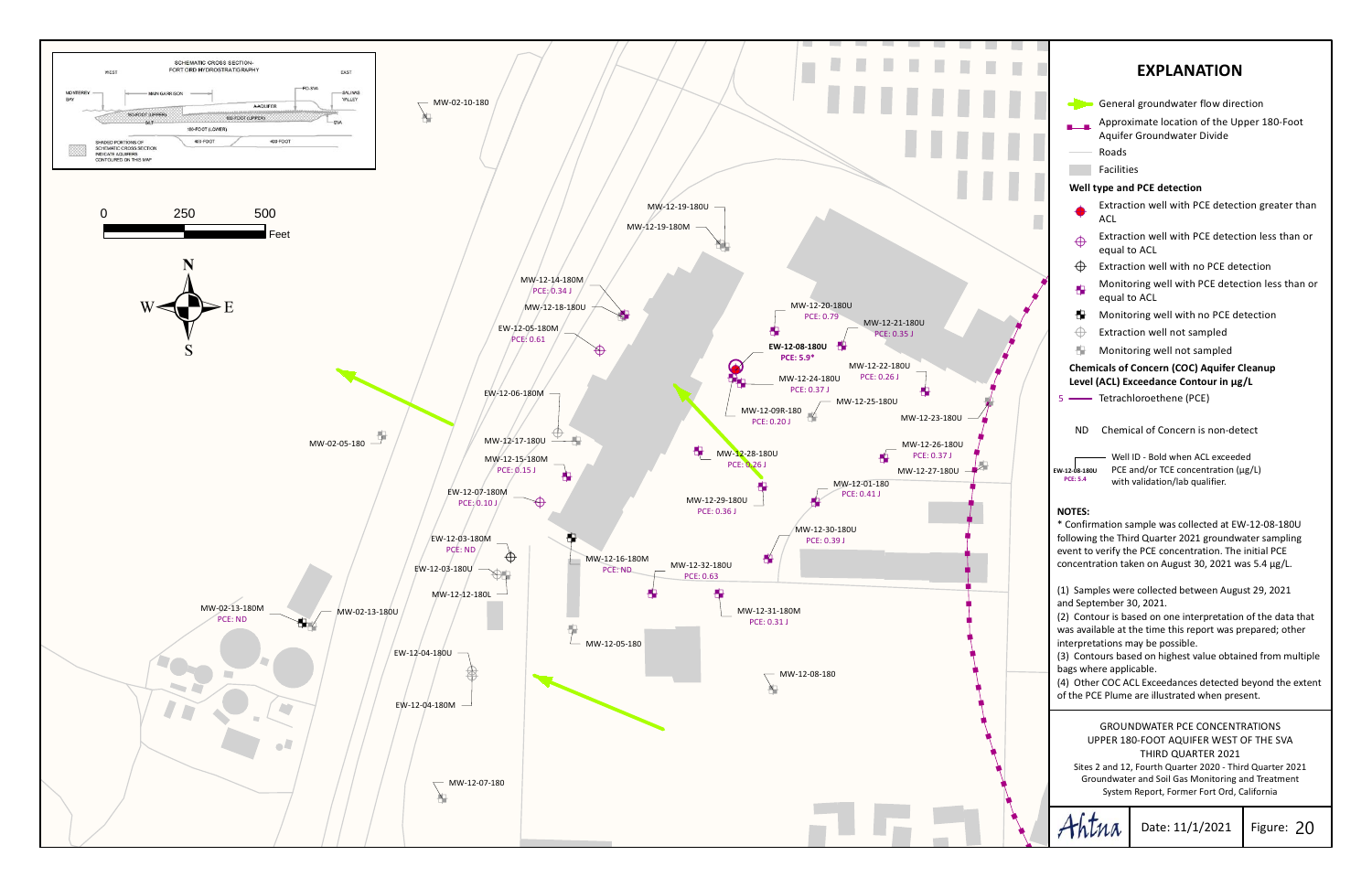## EXPLANATION

- General groundwater flow direction
- Approximate location of the Upper 180-Foot Aquifer Groundwater Divide
- Roads
- Facilities

**Well type and PCE detection**

- Extraction well with PCE detection greater than ACL
- Extraction well with PCE detection less than or equal to ACL
- Extraction well with no PCE detection
- Monitoring well with PCE detection less than or equal to ACL
- Monitoring well with no PCE detection
- Extraction well not sampled
- Monitoring well not sampled

**Chemicals of Concern (COC) Aquifer Cleanup Level (ACL) Exceedance Contour in µg/L**

5 — Tetrachloroethene (PCE)

ND Chemical of Concern is non-detect

**EW-12-08-180U**
PCE: 5.4

Well ID - Bold when ACL exceeded
PCE and/or TCE concentration (µg/L) with validation/lab qualifier.

**NOTES:**

* Confirmation sample was collected at EW-12-08-180U following the Third Quarter 2021 groundwater sampling event to verify the PCE concentration. The initial PCE concentration taken on August 30, 2021 was 5.4 µg/L.

(1) Samples were collected between August 29, 2021 and September 30, 2021.
(2) Contour is based on one interpretation of the data that was available at the time this report was prepared; other interpretations may be possible.
(3) Contours based on highest value obtained from multiple bags where applicable.
(4) Other COC ACL Exceedances detected beyond the extent of the PCE Plume are illustrated when present.

GROUNDWATER PCE CONCENTRATIONS
UPPER 180-FOOT AQUIFER WEST OF THE SVA
THIRD QUARTER 2021
Sites 2 and 12, Fourth Quarter 2020 - Third Quarter 2021
Groundwater and Soil Gas Monitoring and Treatment System Report, Former Fort Ord, California

Ahtna | Date: 11/1/2021 | Figure: 20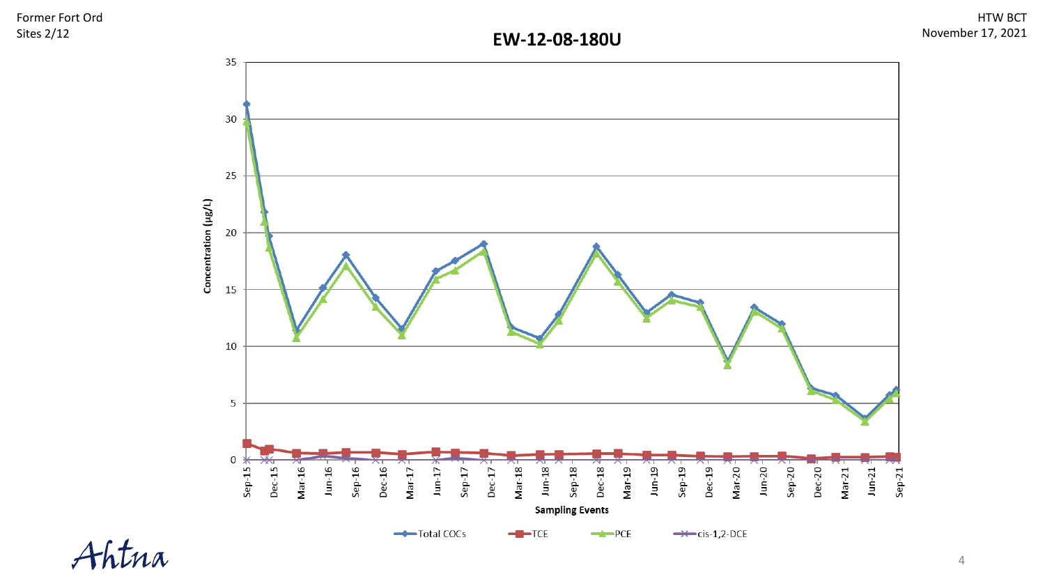# EW-12-08-180U

Concentration (µg/L)

Sampling Events

Total COCs | TCE | PCE | cis-1,2-DCE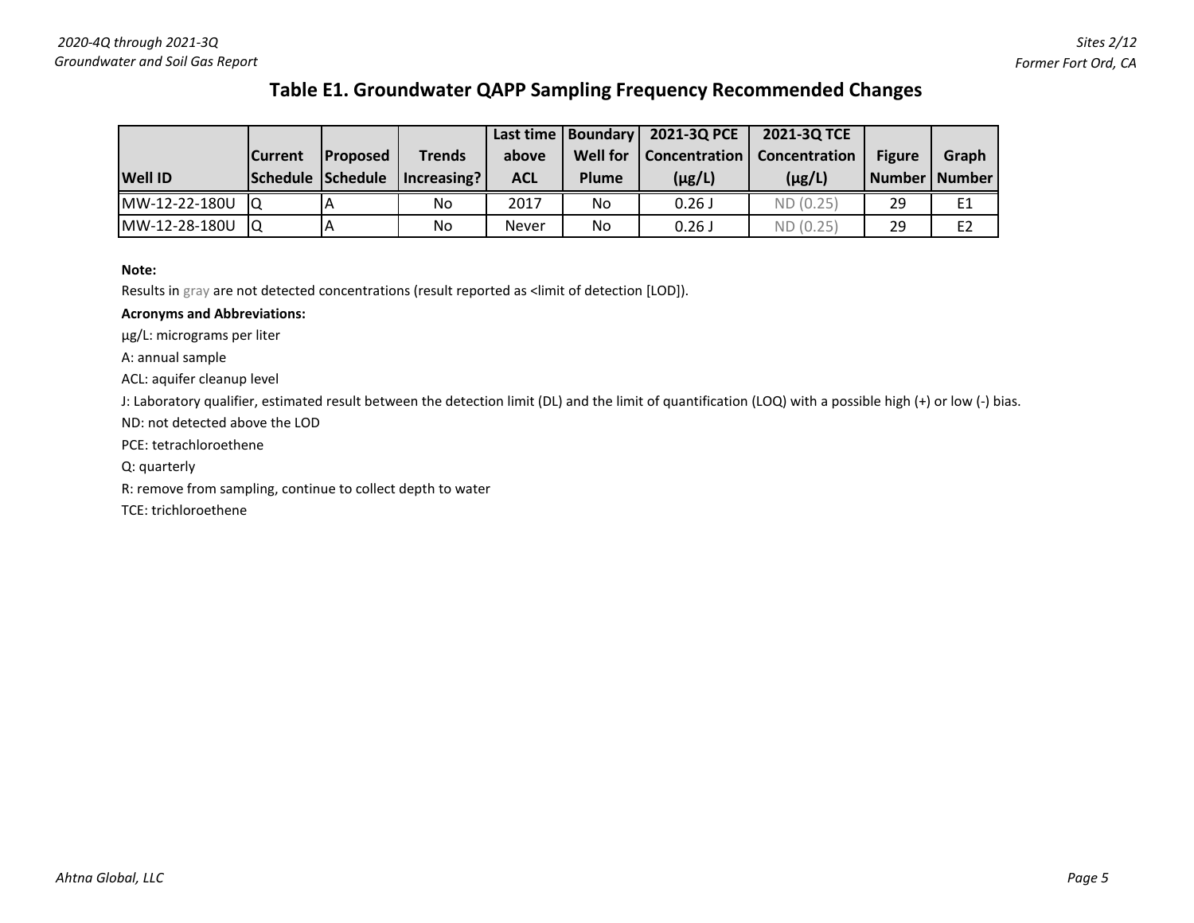## Table E1. Groundwater QAPP Sampling Frequency Recommended Changes

| Well ID | Current Schedule | Proposed Schedule | Trends Increasing? | Last time above ACL | Boundary Well for Plume | 2021-3Q PCE Concentration (µg/L) | 2021-3Q TCE Concentration (µg/L) | Figure Number | Graph Number |
|---|---|---|---|---|---|---|---|---|---|
| MW-12-22-180U | Q | A | No | 2017 | No | 0.26 J | ND (0.25) | 29 | E1 |
| MW-12-28-180U | Q | A | No | Never | No | 0.26 J | ND (0.25) | 29 | E2 |

**Note:**

Results in gray are not detected concentrations (result reported as <limit of detection [LOD]).

**Acronyms and Abbreviations:**

µg/L: micrograms per liter

A: annual sample

ACL: aquifer cleanup level

J: Laboratory qualifier, estimated result between the detection limit (DL) and the limit of quantification (LOQ) with a possible high (+) or low (-) bias.

ND: not detected above the LOD

PCE: tetrachloroethene

Q: quarterly

R: remove from sampling, continue to collect depth to water

TCE: trichloroethene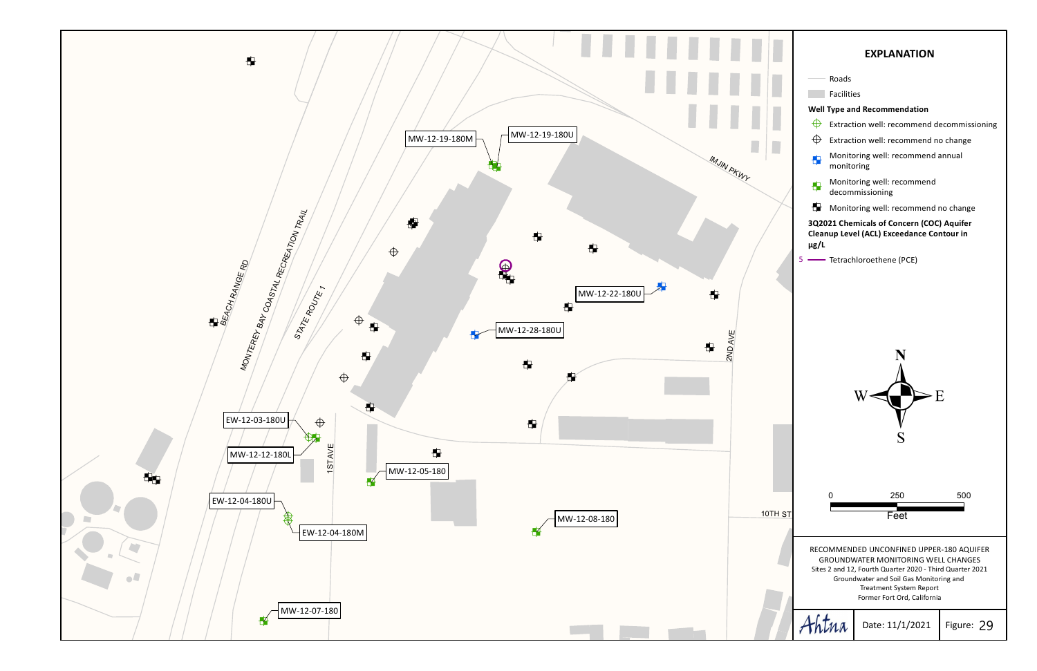MW-12-19-180M

MW-12-19-180U

IMJIN PKWY

MW-12-22-180U

MW-12-28-180U

BEACH RANGE RD

MONTEREY BAY COASTAL RECREATION TRAIL

STATE ROUTE 1

2ND AVE

EW-12-03-180U

MW-12-12-180L

1ST AVE

MW-12-05-180

EW-12-04-180U

EW-12-04-180M

MW-12-08-180

10TH ST

MW-12-07-180

## EXPLANATION

Roads

Facilities

**Well Type and Recommendation**

- Extraction well: recommend decommissioning
- Extraction well: recommend no change
- Monitoring well: recommend annual monitoring
- Monitoring well: recommend decommissioning
- Monitoring well: recommend no change

**3Q2021 Chemicals of Concern (COC) Aquifer Cleanup Level (ACL) Exceedance Contour in µg/L**

5 — Tetrachloroethene (PCE)

N

W E

S

0 250 500

Feet

RECOMMENDED UNCONFINED UPPER-180 AQUIFER GROUNDWATER MONITORING WELL CHANGES
Sites 2 and 12, Fourth Quarter 2020 - Third Quarter 2021
Groundwater and Soil Gas Monitoring and Treatment System Report
Former Fort Ord, California

Ahtna | Date: 11/1/2021 | Figure: 29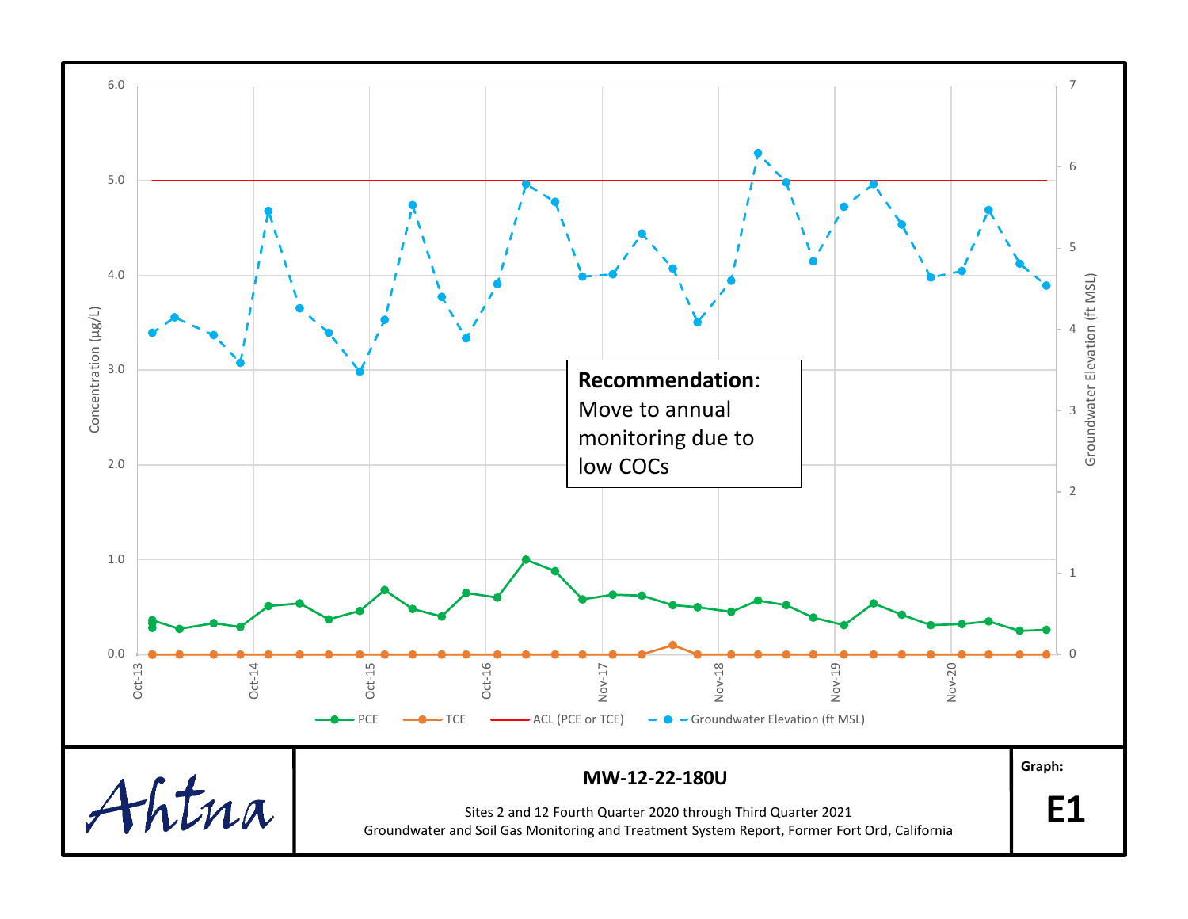Recommendation: Move to annual monitoring due to low COCs

Concentration (µg/L)

Groundwater Elevation (ft MSL)

PCE — TCE — ACL (PCE or TCE) — Groundwater Elevation (ft MSL)

**MW-12-22-180U**

Sites 2 and 12 Fourth Quarter 2020 through Third Quarter 2021
Groundwater and Soil Gas Monitoring and Treatment System Report, Former Fort Ord, California

Graph:
**E1**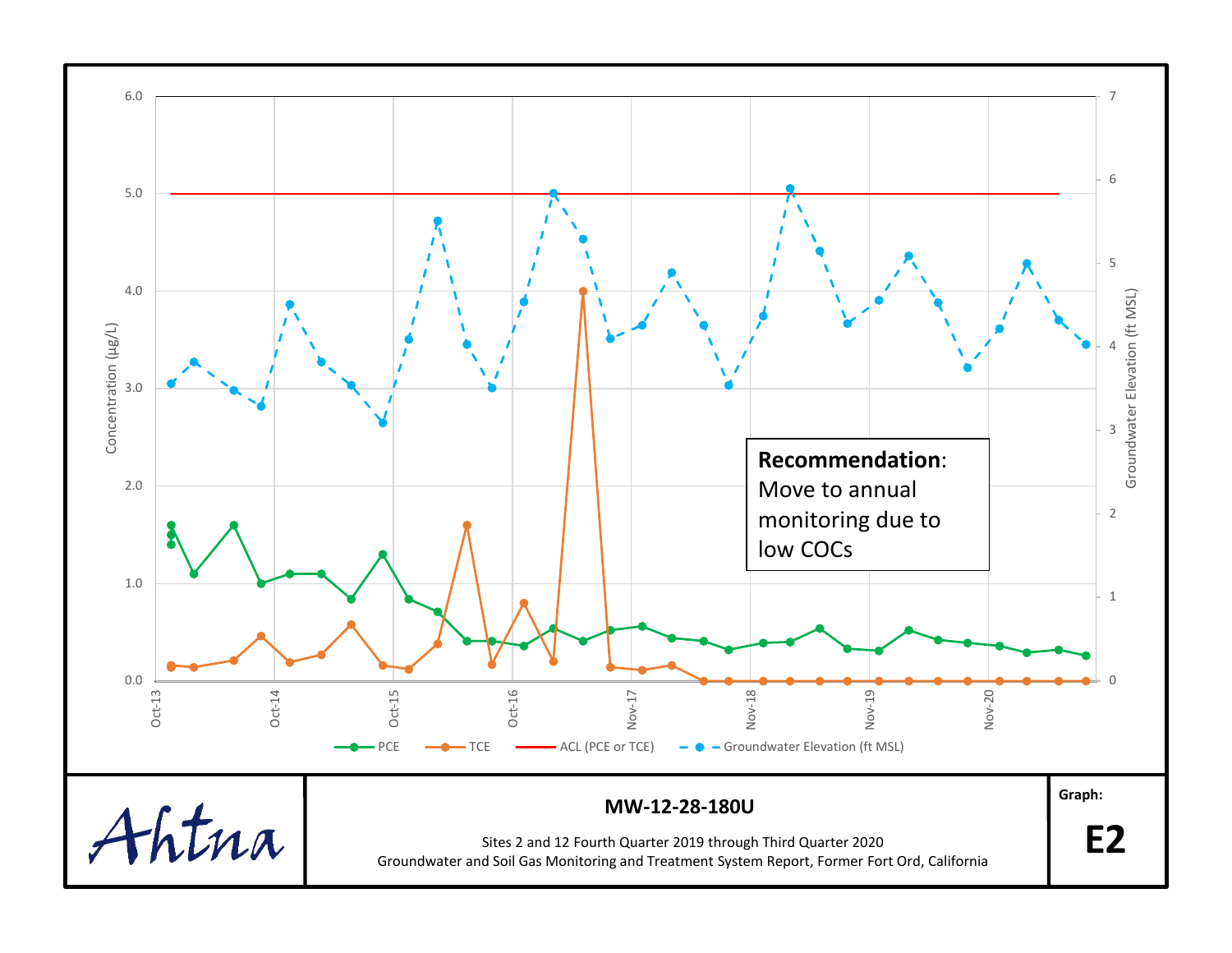6.0
5.0
4.0
3.0
2.0
1.0
0.0

Concentration (µg/L)

7
6
5
4
3
2
1
0

Groundwater Elevation (ft MSL)

Oct-13
Oct-14
Oct-15
Oct-16
Nov-17
Nov-18
Nov-19
Nov-20

**Recommendation**: Move to annual monitoring due to low COCs

PCE
TCE
ACL (PCE or TCE)
Groundwater Elevation (ft MSL)

Ahtna

**MW-12-28-180U**

Sites 2 and 12 Fourth Quarter 2019 through Third Quarter 2020
Groundwater and Soil Gas Monitoring and Treatment System Report, Former Fort Ord, California

**Graph:**

**E2**